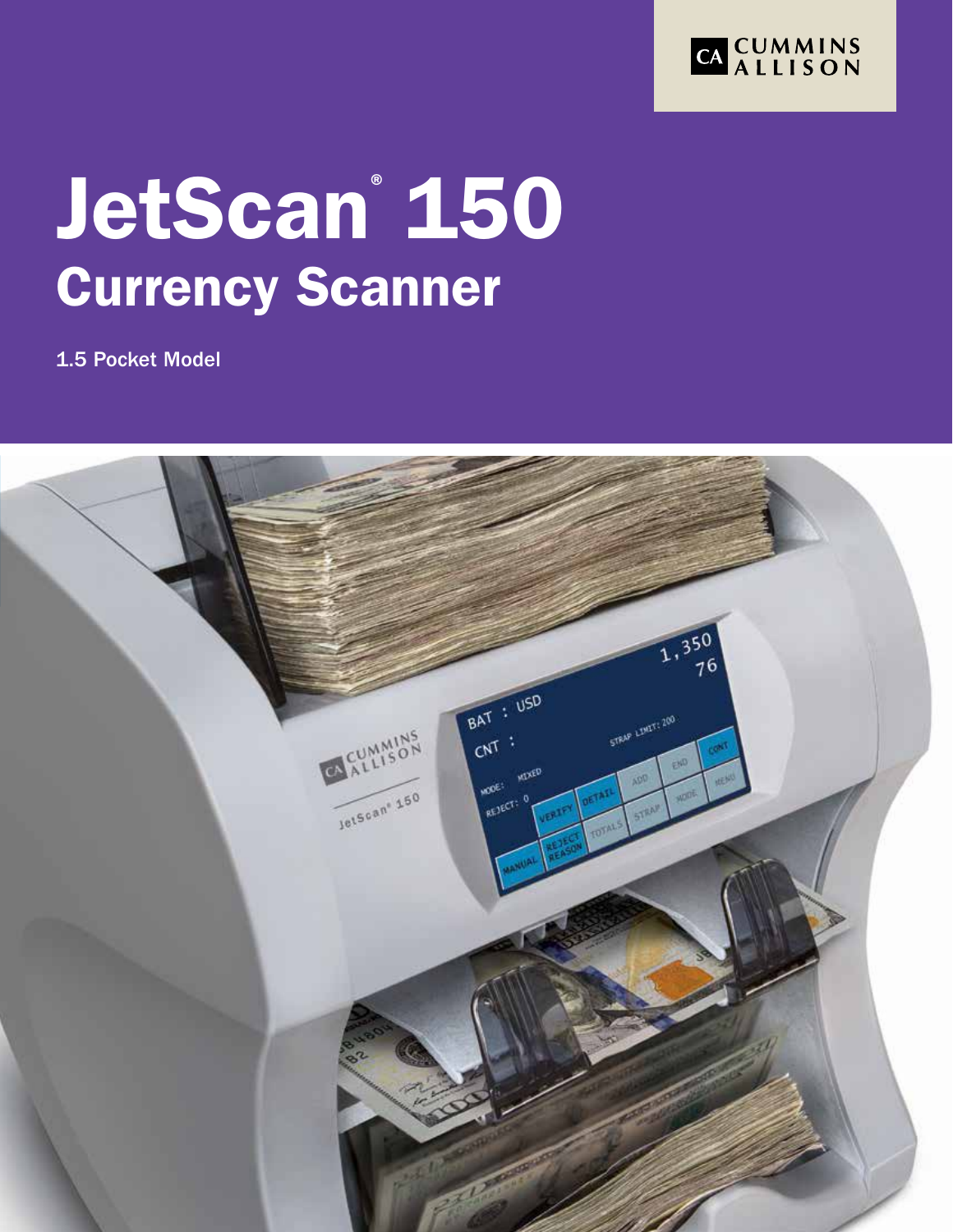CUMMINS ALLISON

# JetScan® 150

## Currency Scanner

1.5 Pocket Model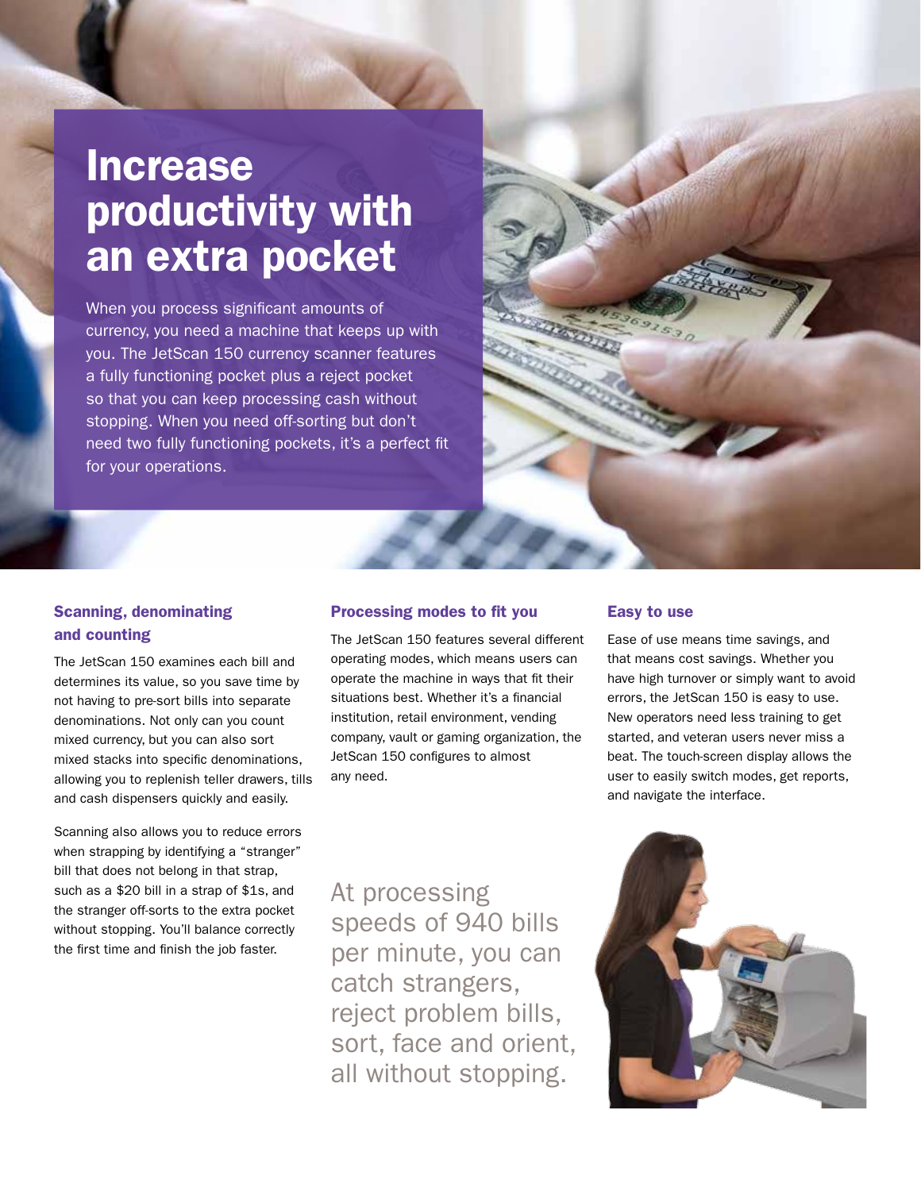# Increase productivity with an extra pocket

When you process significant amounts of currency, you need a machine that keeps up with you. The JetScan 150 currency scanner features a fully functioning pocket plus a reject pocket so that you can keep processing cash without stopping. When you need off-sorting but don't need two fully functioning pockets, it's a perfect fit for your operations.

### Scanning, denominating and counting

The JetScan 150 examines each bill and determines its value, so you save time by not having to pre-sort bills into separate denominations. Not only can you count mixed currency, but you can also sort mixed stacks into specific denominations, allowing you to replenish teller drawers, tills and cash dispensers quickly and easily.

Scanning also allows you to reduce errors when strapping by identifying a "stranger" bill that does not belong in that strap, such as a $20 bill in a strap of $1s, and the stranger off-sorts to the extra pocket without stopping. You'll balance correctly the first time and finish the job faster.

### Processing modes to fit you

The JetScan 150 features several different operating modes, which means users can operate the machine in ways that fit their situations best. Whether it's a financial institution, retail environment, vending company, vault or gaming organization, the JetScan 150 configures to almost any need.

At processing speeds of 940 bills per minute, you can catch strangers, reject problem bills, sort, face and orient, all without stopping.

### Easy to use

Ease of use means time savings, and that means cost savings. Whether you have high turnover or simply want to avoid errors, the JetScan 150 is easy to use. New operators need less training to get started, and veteran users never miss a beat. The touch-screen display allows the user to easily switch modes, get reports, and navigate the interface.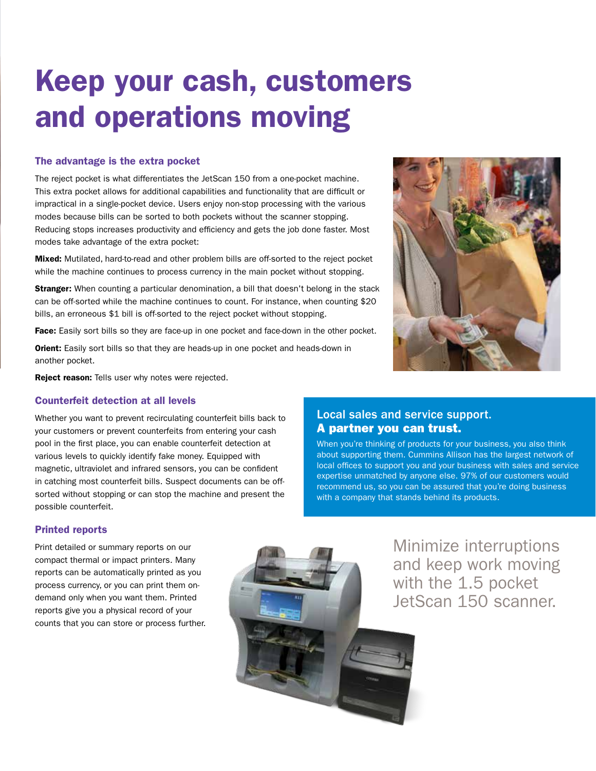# Keep your cash, customers and operations moving

### The advantage is the extra pocket

The reject pocket is what differentiates the JetScan 150 from a one-pocket machine. This extra pocket allows for additional capabilities and functionality that are difficult or impractical in a single-pocket device. Users enjoy non-stop processing with the various modes because bills can be sorted to both pockets without the scanner stopping. Reducing stops increases productivity and efficiency and gets the job done faster. Most modes take advantage of the extra pocket:

**Mixed:** Mutilated, hard-to-read and other problem bills are off-sorted to the reject pocket while the machine continues to process currency in the main pocket without stopping.

**Stranger:** When counting a particular denomination, a bill that doesn't belong in the stack can be off-sorted while the machine continues to count. For instance, when counting $20 bills, an erroneous $1 bill is off-sorted to the reject pocket without stopping.

**Face:** Easily sort bills so they are face-up in one pocket and face-down in the other pocket.

**Orient:** Easily sort bills so that they are heads-up in one pocket and heads-down in another pocket.

**Reject reason:** Tells user why notes were rejected.

### Counterfeit detection at all levels

Whether you want to prevent recirculating counterfeit bills back to your customers or prevent counterfeits from entering your cash pool in the first place, you can enable counterfeit detection at various levels to quickly identify fake money. Equipped with magnetic, ultraviolet and infrared sensors, you can be confident in catching most counterfeit bills. Suspect documents can be off-sorted without stopping or can stop the machine and present the possible counterfeit.

### Local sales and service support. **A partner you can trust.**

When you're thinking of products for your business, you also think about supporting them. Cummins Allison has the largest network of local offices to support you and your business with sales and service expertise unmatched by anyone else. 97% of our customers would recommend us, so you can be assured that you're doing business with a company that stands behind its products.

### Printed reports

Print detailed or summary reports on our compact thermal or impact printers. Many reports can be automatically printed as you process currency, or you can print them on-demand only when you want them. Printed reports give you a physical record of your counts that you can store or process further.

Minimize interruptions and keep work moving with the 1.5 pocket JetScan 150 scanner.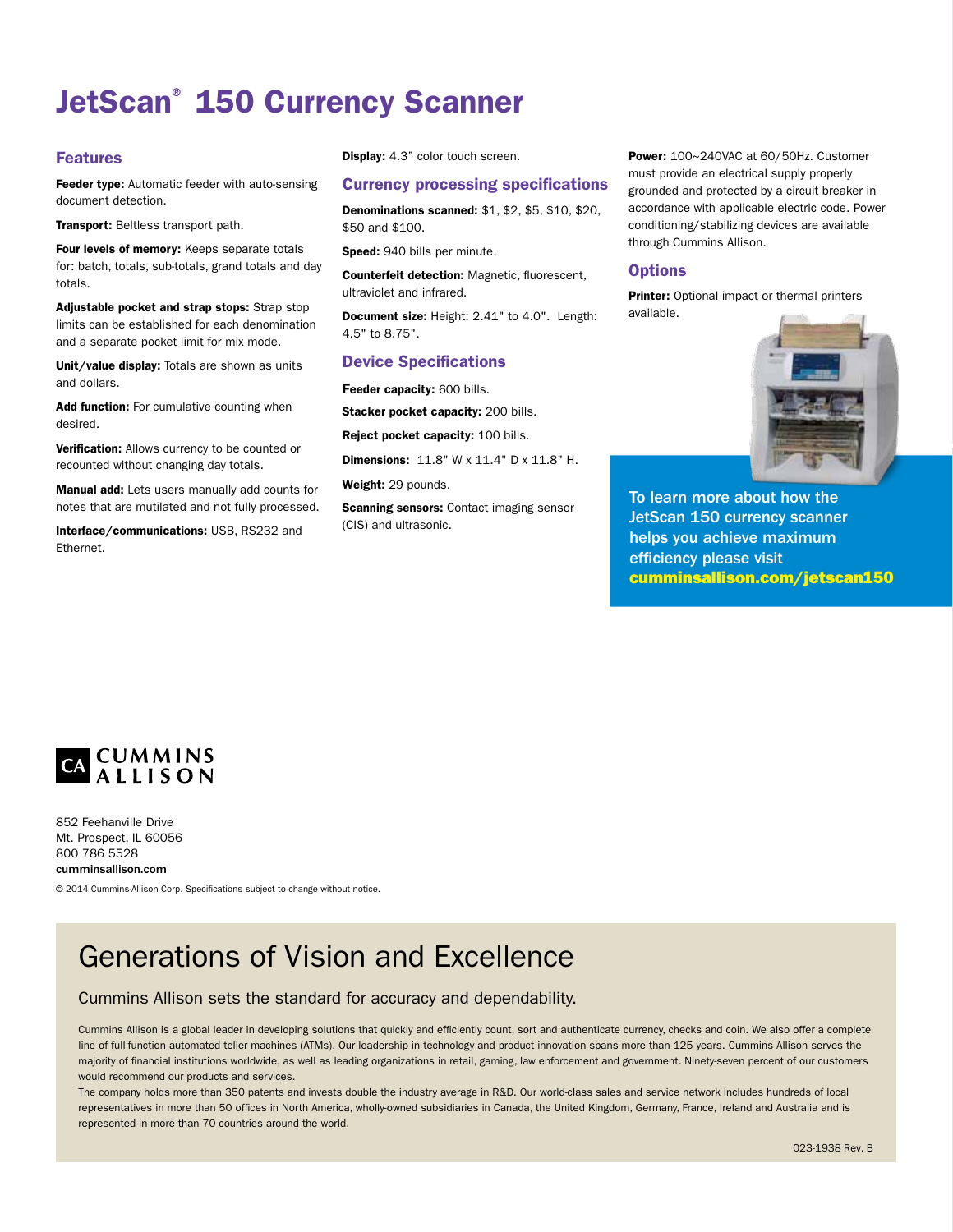# JetScan® 150 Currency Scanner

## Features

**Feeder type:** Automatic feeder with auto-sensing document detection.

**Transport:** Beltless transport path.

**Four levels of memory:** Keeps separate totals for: batch, totals, sub-totals, grand totals and day totals.

**Adjustable pocket and strap stops:** Strap stop limits can be established for each denomination and a separate pocket limit for mix mode.

**Unit/value display:** Totals are shown as units and dollars.

**Add function:** For cumulative counting when desired.

**Verification:** Allows currency to be counted or recounted without changing day totals.

**Manual add:** Lets users manually add counts for notes that are mutilated and not fully processed.

**Interface/communications:** USB, RS232 and Ethernet.

**Display:** 4.3" color touch screen.

## Currency processing specifications

**Denominations scanned:** $1, $2, $5, $10, $20, $50 and $100.

**Speed:** 940 bills per minute.

**Counterfeit detection:** Magnetic, fluorescent, ultraviolet and infrared.

**Document size:** Height: 2.41" to 4.0". Length: 4.5" to 8.75".

## Device Specifications

**Feeder capacity:** 600 bills.

**Stacker pocket capacity:** 200 bills.

**Reject pocket capacity:** 100 bills.

**Dimensions:** 11.8" W x 11.4" D x 11.8" H.

**Weight:** 29 pounds.

**Scanning sensors:** Contact imaging sensor (CIS) and ultrasonic.

**Power:** 100~240VAC at 60/50Hz. Customer must provide an electrical supply properly grounded and protected by a circuit breaker in accordance with applicable electric code. Power conditioning/stabilizing devices are available through Cummins Allison.

## Options

**Printer:** Optional impact or thermal printers available.

To learn more about how the JetScan 150 currency scanner helps you achieve maximum efficiency please visit **cumminsallison.com/jetscan150**

CA CUMMINS ALLISON

852 Feehanville Drive
Mt. Prospect, IL 60056
800 786 5528
**cumminsallison.com**

© 2014 Cummins-Allison Corp. Specifications subject to change without notice.

## Generations of Vision and Excellence

### Cummins Allison sets the standard for accuracy and dependability.

Cummins Allison is a global leader in developing solutions that quickly and efficiently count, sort and authenticate currency, checks and coin. We also offer a complete line of full-function automated teller machines (ATMs). Our leadership in technology and product innovation spans more than 125 years. Cummins Allison serves the majority of financial institutions worldwide, as well as leading organizations in retail, gaming, law enforcement and government. Ninety-seven percent of our customers would recommend our products and services.

The company holds more than 350 patents and invests double the industry average in R&D. Our world-class sales and service network includes hundreds of local representatives in more than 50 offices in North America, wholly-owned subsidiaries in Canada, the United Kingdom, Germany, France, Ireland and Australia and is represented in more than 70 countries around the world.

023-1938 Rev. B